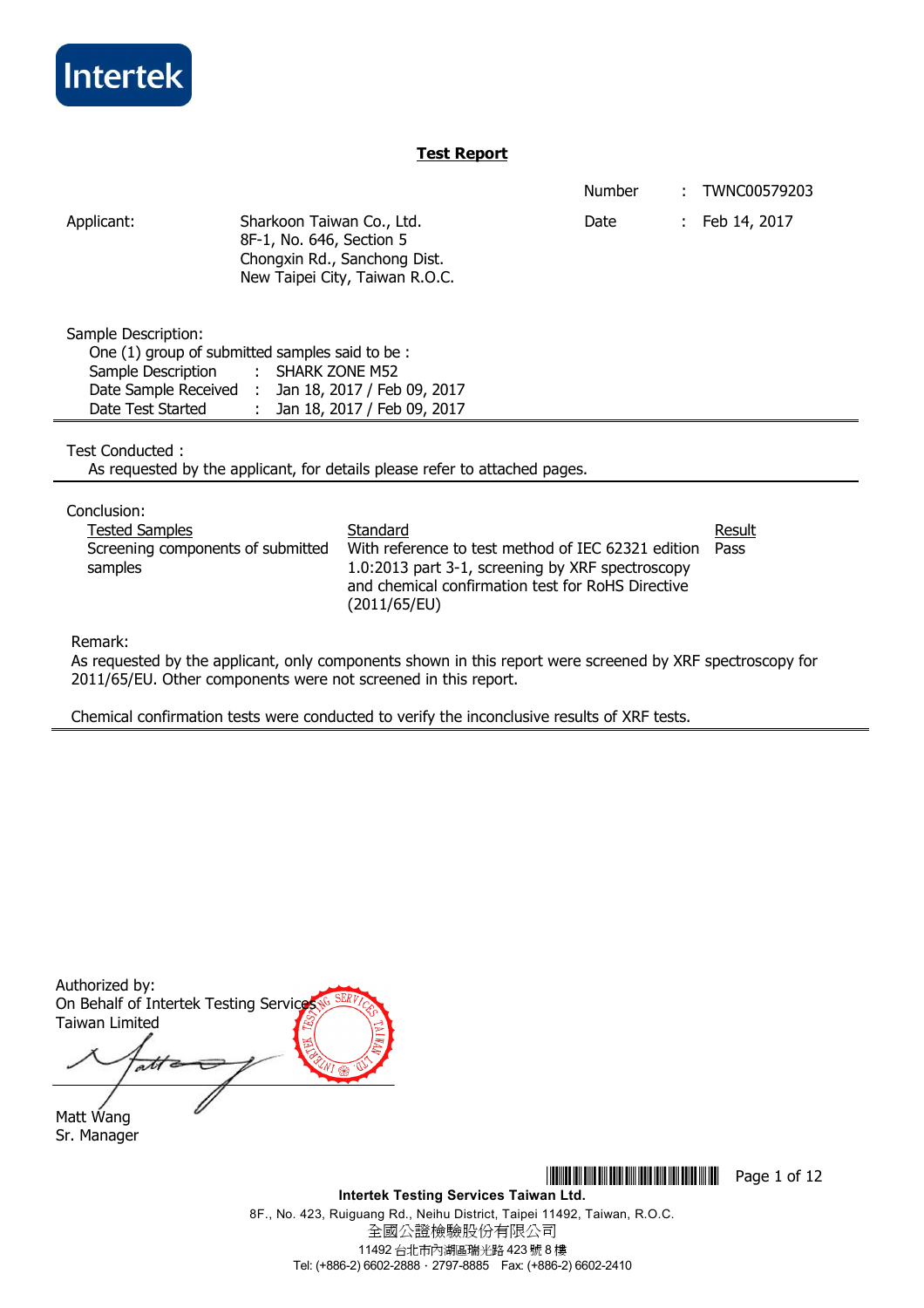Intertek

# Test Report

| | | | |
|---|---|---|---|
| | | Number | : TWNC00579203 |
| Applicant: | Sharkoon Taiwan Co., Ltd.<br>8F-1, No. 646, Section 5<br>Chongxin Rd., Sanchong Dist.<br>New Taipei City, Taiwan R.O.C. | Date | : Feb 14, 2017 |

Sample Description:

One (1) group of submitted samples said to be :

| | | |
|---|---|---|
| Sample Description | : | SHARK ZONE M52 |
| Date Sample Received | : | Jan 18, 2017 / Feb 09, 2017 |
| Date Test Started | : | Jan 18, 2017 / Feb 09, 2017 |

Test Conducted :

As requested by the applicant, for details please refer to attached pages.

Conclusion:

| Tested Samples | Standard | Result |
|---|---|---|
| Screening components of submitted samples | With reference to test method of IEC 62321 edition 1.0:2013 part 3-1, screening by XRF spectroscopy and chemical confirmation test for RoHS Directive (2011/65/EU) | Pass |

Remark:

As requested by the applicant, only components shown in this report were screened by XRF spectroscopy for 2011/65/EU. Other components were not screened in this report.

Chemical confirmation tests were conducted to verify the inconclusive results of XRF tests.

Authorized by:
On Behalf of Intertek Testing Services
Taiwan Limited

Matt Wang
Sr. Manager

**Intertek Testing Services Taiwan Ltd.**
8F., No. 423, Ruiguang Rd., Neihu District, Taipei 11492, Taiwan, R.O.C.
全國公證檢驗股份有限公司
11492 台北市內湖區瑞光路 423 號 8 樓
Tel: (+886-2) 6602-2888 · 2797-8885 Fax: (+886-2) 6602-2410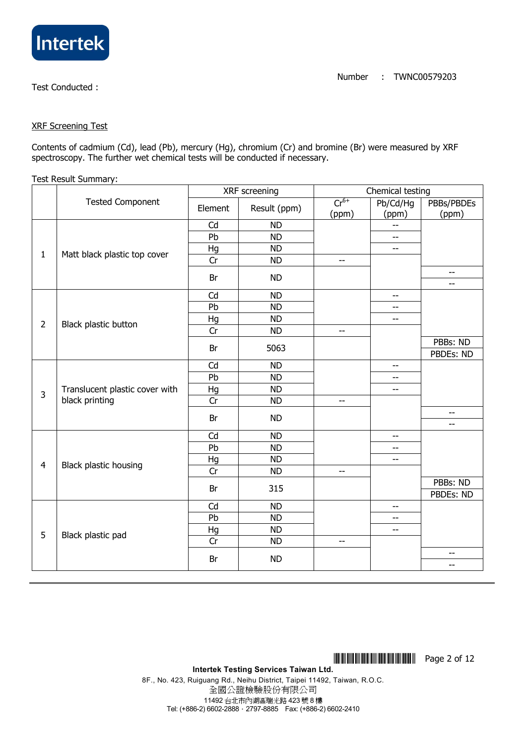Number : TWNC00579203

Test Conducted :

XRF Screening Test

Contents of cadmium (Cd), lead (Pb), mercury (Hg), chromium (Cr) and bromine (Br) were measured by XRF spectroscopy. The further wet chemical tests will be conducted if necessary.

Test Result Summary:

| | Tested Component | XRF screening | | Chemical testing | | |
|---|---|---|---|---|---|---|
| | | Element | Result (ppm) | $Cr^{6+}$ (ppm) | Pb/Cd/Hg (ppm) | PBBs/PBDEs (ppm) |
| 1 | Matt black plastic top cover | Cd | ND | | -- | |
| | | Pb | ND | | -- | |
| | | Hg | ND | | -- | |
| | | Cr | ND | -- | | |
| | | Br | ND | | | -- |
| | | | | | | -- |
| 2 | Black plastic button | Cd | ND | | -- | |
| | | Pb | ND | | -- | |
| | | Hg | ND | | -- | |
| | | Cr | ND | -- | | |
| | | Br | 5063 | | | PBBs: ND |
| | | | | | | PBDEs: ND |
| 3 | Translucent plastic cover with black printing | Cd | ND | | -- | |
| | | Pb | ND | | -- | |
| | | Hg | ND | | -- | |
| | | Cr | ND | -- | | |
| | | Br | ND | | | -- |
| | | | | | | -- |
| 4 | Black plastic housing | Cd | ND | | -- | |
| | | Pb | ND | | -- | |
| | | Hg | ND | | -- | |
| | | Cr | ND | -- | | |
| | | Br | 315 | | | PBBs: ND |
| | | | | | | PBDEs: ND |
| 5 | Black plastic pad | Cd | ND | | -- | |
| | | Pb | ND | | -- | |
| | | Hg | ND | | -- | |
| | | Cr | ND | -- | | |
| | | Br | ND | | | -- |
| | | | | | | -- |

**Intertek Testing Services Taiwan Ltd.**
8F., No. 423, Ruiguang Rd., Neihu District, Taipei 11492, Taiwan, R.O.C.
全國公證檢驗股份有限公司
11492 台北市內湖區瑞光路 423 號 8 樓
Tel: (+886-2) 6602-2888 · 2797-8885 Fax: (+886-2) 6602-2410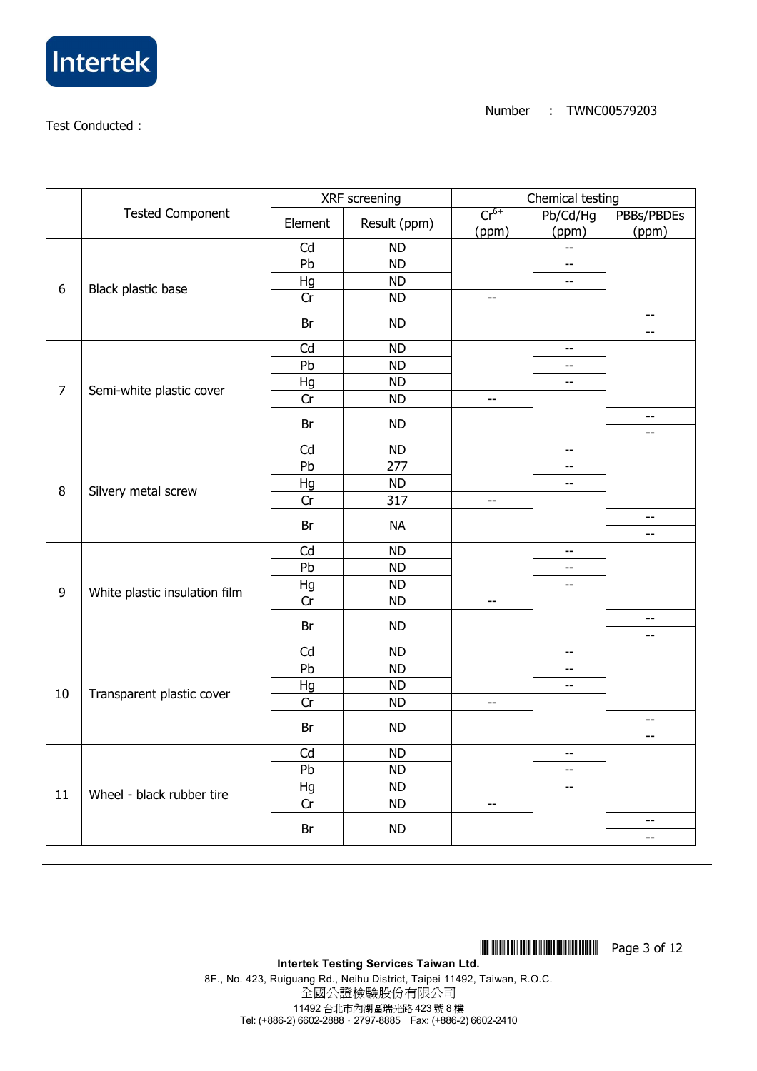Test Conducted :

Number : TWNC00579203

|  | Tested Component | XRF screening |  | Chemical testing |  |  |
|---|---|---|---|---|---|---|
|  |  | Element | Result (ppm) | $Cr^{6+}$ (ppm) | Pb/Cd/Hg (ppm) | PBBs/PBDEs (ppm) |
| 6 | Black plastic base | Cd | ND |  | -- |  |
|  |  | Pb | ND |  | -- |  |
|  |  | Hg | ND |  | -- |  |
|  |  | Cr | ND | -- |  |  |
|  |  | Br | ND |  |  | -- |
|  |  |  |  |  |  | -- |
| 7 | Semi-white plastic cover | Cd | ND |  | -- |  |
|  |  | Pb | ND |  | -- |  |
|  |  | Hg | ND |  | -- |  |
|  |  | Cr | ND | -- |  |  |
|  |  | Br | ND |  |  | -- |
|  |  |  |  |  |  | -- |
| 8 | Silvery metal screw | Cd | ND |  | -- |  |
|  |  | Pb | 277 |  | -- |  |
|  |  | Hg | ND |  | -- |  |
|  |  | Cr | 317 | -- |  |  |
|  |  | Br | NA |  |  | -- |
|  |  |  |  |  |  | -- |
| 9 | White plastic insulation film | Cd | ND |  | -- |  |
|  |  | Pb | ND |  | -- |  |
|  |  | Hg | ND |  | -- |  |
|  |  | Cr | ND | -- |  |  |
|  |  | Br | ND |  |  | -- |
|  |  |  |  |  |  | -- |
| 10 | Transparent plastic cover | Cd | ND |  | -- |  |
|  |  | Pb | ND |  | -- |  |
|  |  | Hg | ND |  | -- |  |
|  |  | Cr | ND | -- |  |  |
|  |  | Br | ND |  |  | -- |
|  |  |  |  |  |  | -- |
| 11 | Wheel - black rubber tire | Cd | ND |  | -- |  |
|  |  | Pb | ND |  | -- |  |
|  |  | Hg | ND |  | -- |  |
|  |  | Cr | ND | -- |  |  |
|  |  | Br | ND |  |  | -- |
|  |  |  |  |  |  | -- |

**Intertek Testing Services Taiwan Ltd.**
8F., No. 423, Ruiguang Rd., Neihu District, Taipei 11492, Taiwan, R.O.C.
全國公證檢驗股份有限公司
11492 台北市內湖區瑞光路 423 號 8 樓
Tel: (+886-2) 6602-2888 · 2797-8885 Fax: (+886-2) 6602-2410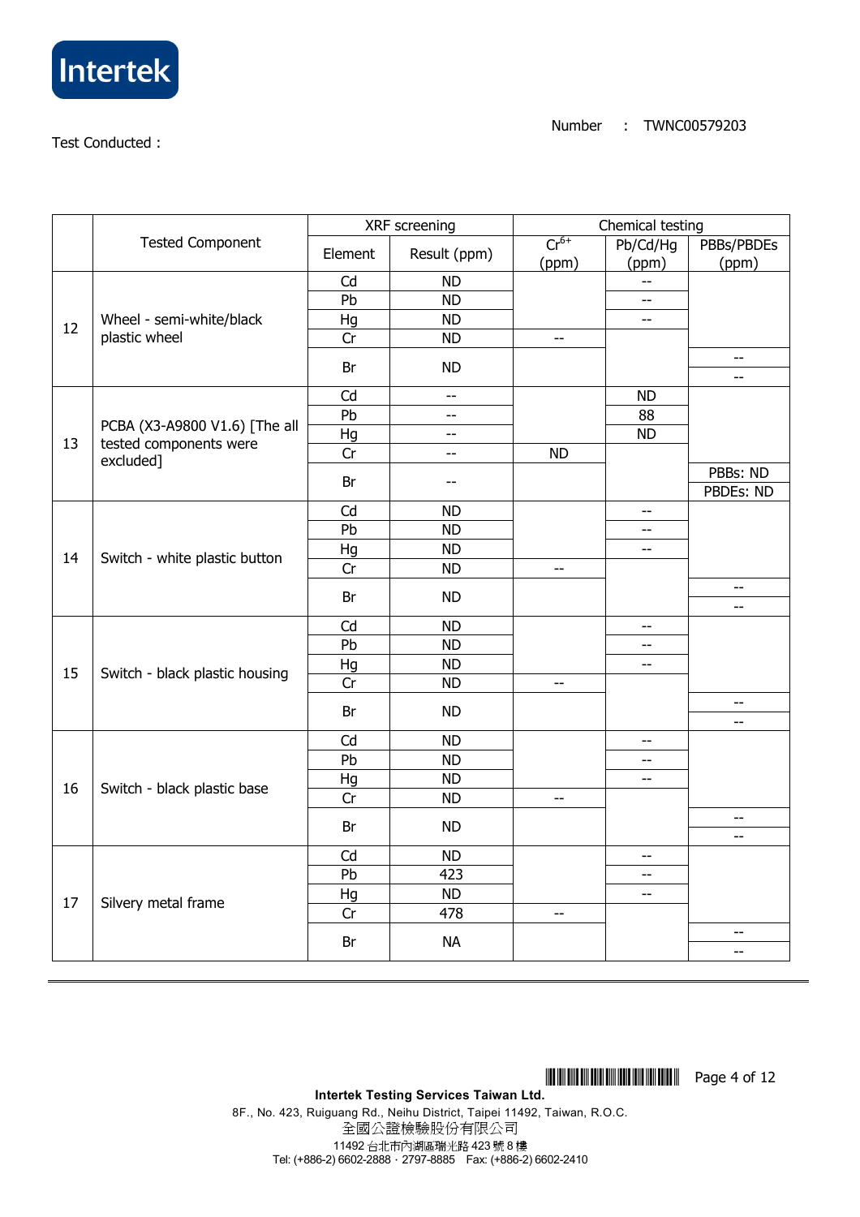Number : TWNC00579203

Test Conducted :

| | Tested Component | XRF screening | | Chemical testing | | |
|---|---|---|---|---|---|---|
| | | Element | Result (ppm) | $Cr^{6+}$ (ppm) | Pb/Cd/Hg (ppm) | PBBs/PBDEs (ppm) |
| 12 | Wheel - semi-white/black plastic wheel | Cd | ND | | -- | |
| | | Pb | ND | | -- | |
| | | Hg | ND | | -- | |
| | | Cr | ND | -- | | |
| | | Br | ND | | | -- |
| | | | | | | -- |
| 13 | PCBA (X3-A9800 V1.6) [The all tested components were excluded] | Cd | -- | | ND | |
| | | Pb | -- | | 88 | |
| | | Hg | -- | | ND | |
| | | Cr | -- | ND | | |
| | | Br | -- | | | PBBs: ND |
| | | | | | | PBDEs: ND |
| 14 | Switch - white plastic button | Cd | ND | | -- | |
| | | Pb | ND | | -- | |
| | | Hg | ND | | -- | |
| | | Cr | ND | -- | | |
| | | Br | ND | | | -- |
| | | | | | | -- |
| 15 | Switch - black plastic housing | Cd | ND | | -- | |
| | | Pb | ND | | -- | |
| | | Hg | ND | | -- | |
| | | Cr | ND | -- | | |
| | | Br | ND | | | -- |
| | | | | | | -- |
| 16 | Switch - black plastic base | Cd | ND | | -- | |
| | | Pb | ND | | -- | |
| | | Hg | ND | | -- | |
| | | Cr | ND | -- | | |
| | | Br | ND | | | -- |
| | | | | | | -- |
| 17 | Silvery metal frame | Cd | ND | | -- | |
| | | Pb | 423 | | -- | |
| | | Hg | ND | | -- | |
| | | Cr | 478 | -- | | |
| | | Br | NA | | | -- |
| | | | | | | -- |

**Intertek Testing Services Taiwan Ltd.**
8F., No. 423, Ruiguang Rd., Neihu District, Taipei 11492, Taiwan, R.O.C.
全國公證檢驗股份有限公司
11492 台北市內湖區瑞光路 423 號 8 樓
Tel: (+886-2) 6602-2888 · 2797-8885 Fax: (+886-2) 6602-2410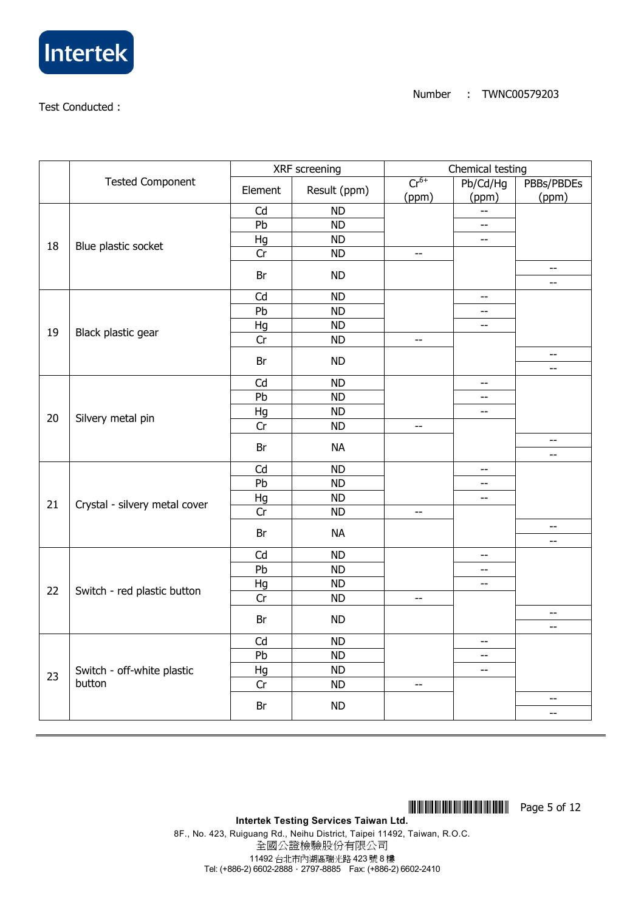Number : TWNC00579203

Test Conducted :

| | Tested Component | XRF screening | | Chemical testing | | |
|---|---|---|---|---|---|---|
| | | Element | Result (ppm) | $Cr^{6+}$ (ppm) | Pb/Cd/Hg (ppm) | PBBs/PBDEs (ppm) |
| 18 | Blue plastic socket | Cd | ND | | -- | |
| | | Pb | ND | | -- | |
| | | Hg | ND | | -- | |
| | | Cr | ND | -- | | |
| | | Br | ND | | | -- |
| | | | | | | -- |
| 19 | Black plastic gear | Cd | ND | | -- | |
| | | Pb | ND | | -- | |
| | | Hg | ND | | -- | |
| | | Cr | ND | -- | | |
| | | Br | ND | | | -- |
| | | | | | | -- |
| 20 | Silvery metal pin | Cd | ND | | -- | |
| | | Pb | ND | | -- | |
| | | Hg | ND | | -- | |
| | | Cr | ND | -- | | |
| | | Br | NA | | | -- |
| | | | | | | -- |
| 21 | Crystal - silvery metal cover | Cd | ND | | -- | |
| | | Pb | ND | | -- | |
| | | Hg | ND | | -- | |
| | | Cr | ND | -- | | |
| | | Br | NA | | | -- |
| | | | | | | -- |
| 22 | Switch - red plastic button | Cd | ND | | -- | |
| | | Pb | ND | | -- | |
| | | Hg | ND | | -- | |
| | | Cr | ND | -- | | |
| | | Br | ND | | | -- |
| | | | | | | -- |
| 23 | Switch - off-white plastic button | Cd | ND | | -- | |
| | | Pb | ND | | -- | |
| | | Hg | ND | | -- | |
| | | Cr | ND | -- | | |
| | | Br | ND | | | -- |
| | | | | | | -- |

**Intertek Testing Services Taiwan Ltd.**
8F., No. 423, Ruiguang Rd., Neihu District, Taipei 11492, Taiwan, R.O.C.
全國公證檢驗股份有限公司
11492 台北市內湖區瑞光路 423 號 8 樓
Tel: (+886-2) 6602-2888 · 2797-8885 Fax: (+886-2) 6602-2410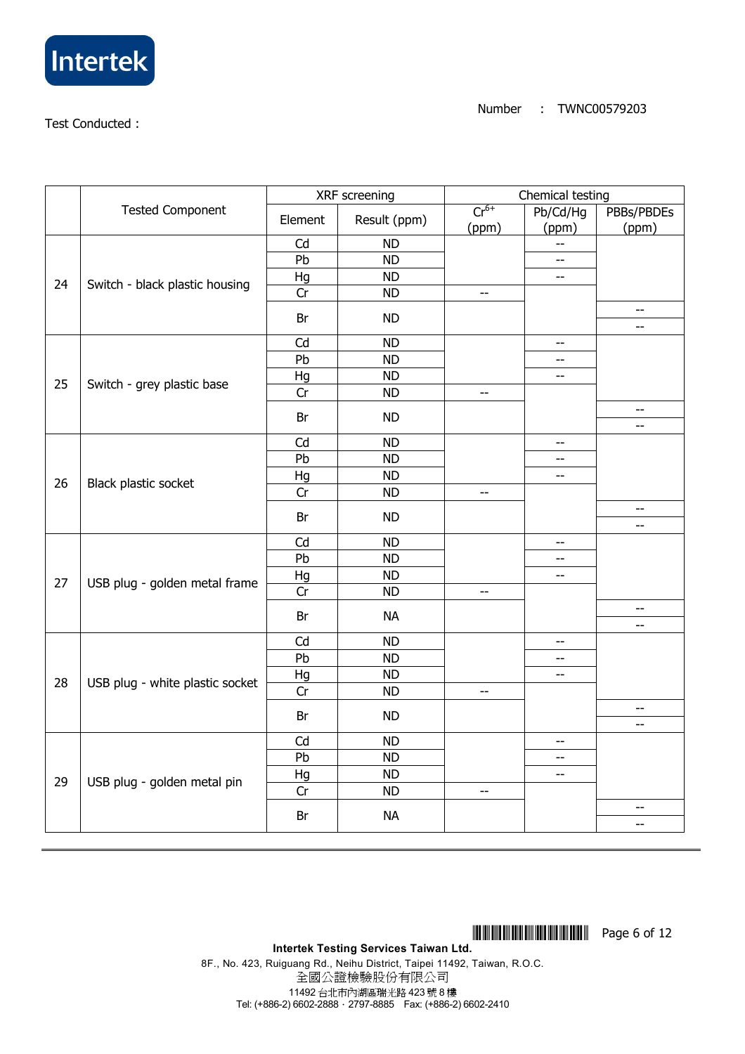Number : TWNC00579203

Test Conducted :

| | Tested Component | XRF screening | | Chemical testing | | |
|---|---|---|---|---|---|---|
| | | Element | Result (ppm) | $Cr^{6+}$ (ppm) | Pb/Cd/Hg (ppm) | PBBs/PBDEs (ppm) |
| 24 | Switch - black plastic housing | Cd | ND | | -- | |
| | | Pb | ND | | -- | |
| | | Hg | ND | | -- | |
| | | Cr | ND | -- | | |
| | | Br | ND | | | -- |
| | | | | | | -- |
| 25 | Switch - grey plastic base | Cd | ND | | -- | |
| | | Pb | ND | | -- | |
| | | Hg | ND | | -- | |
| | | Cr | ND | -- | | |
| | | Br | ND | | | -- |
| | | | | | | -- |
| 26 | Black plastic socket | Cd | ND | | -- | |
| | | Pb | ND | | -- | |
| | | Hg | ND | | -- | |
| | | Cr | ND | -- | | |
| | | Br | ND | | | -- |
| | | | | | | -- |
| 27 | USB plug - golden metal frame | Cd | ND | | -- | |
| | | Pb | ND | | -- | |
| | | Hg | ND | | -- | |
| | | Cr | ND | -- | | |
| | | Br | NA | | | -- |
| | | | | | | -- |
| 28 | USB plug - white plastic socket | Cd | ND | | -- | |
| | | Pb | ND | | -- | |
| | | Hg | ND | | -- | |
| | | Cr | ND | -- | | |
| | | Br | ND | | | -- |
| | | | | | | -- |
| 29 | USB plug - golden metal pin | Cd | ND | | -- | |
| | | Pb | ND | | -- | |
| | | Hg | ND | | -- | |
| | | Cr | ND | -- | | |
| | | Br | NA | | | -- |
| | | | | | | -- |

**Intertek Testing Services Taiwan Ltd.**
8F., No. 423, Ruiguang Rd., Neihu District, Taipei 11492, Taiwan, R.O.C.
全國公證檢驗股份有限公司
11492 台北市內湖區瑞光路 423 號 8 樓
Tel: (+886-2) 6602-2888 · 2797-8885 Fax: (+886-2) 6602-2410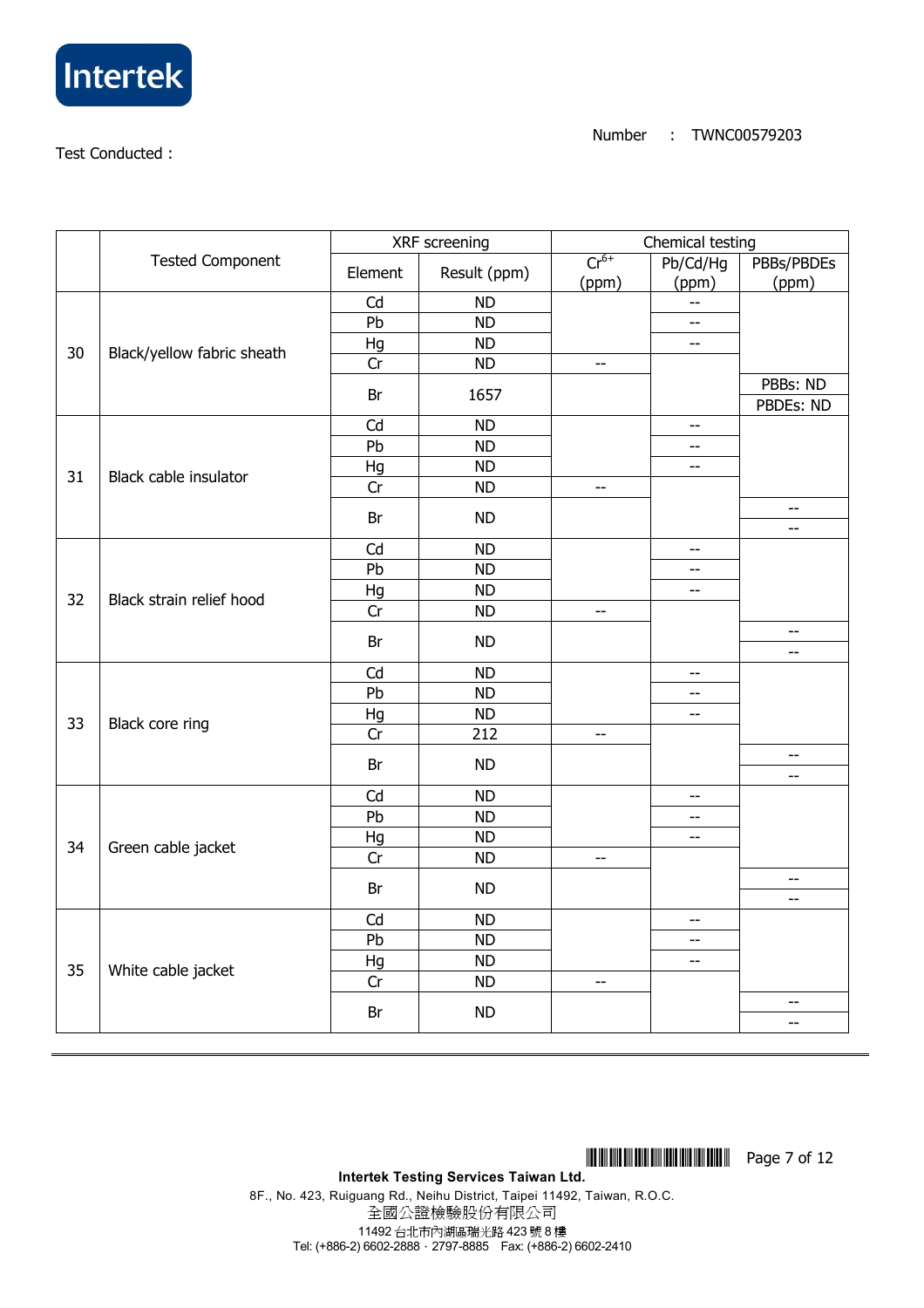Test Conducted :

Number : TWNC00579203

| | Tested Component | XRF screening | | Chemical testing | | |
|---|---|---|---|---|---|---|
| | | Element | Result (ppm) | $Cr^{6+}$ (ppm) | Pb/Cd/Hg (ppm) | PBBs/PBDEs (ppm) |
| 30 | Black/yellow fabric sheath | Cd | ND | | -- | |
| | | Pb | ND | | -- | |
| | | Hg | ND | | -- | |
| | | Cr | ND | -- | | |
| | | Br | 1657 | | | PBBs: ND<br>PBDEs: ND |
| 31 | Black cable insulator | Cd | ND | | -- | |
| | | Pb | ND | | -- | |
| | | Hg | ND | | -- | |
| | | Cr | ND | -- | | |
| | | Br | ND | | | --<br>-- |
| 32 | Black strain relief hood | Cd | ND | | -- | |
| | | Pb | ND | | -- | |
| | | Hg | ND | | -- | |
| | | Cr | ND | -- | | |
| | | Br | ND | | | --<br>-- |
| 33 | Black core ring | Cd | ND | | -- | |
| | | Pb | ND | | -- | |
| | | Hg | ND | | -- | |
| | | Cr | 212 | -- | | |
| | | Br | ND | | | --<br>-- |
| 34 | Green cable jacket | Cd | ND | | -- | |
| | | Pb | ND | | -- | |
| | | Hg | ND | | -- | |
| | | Cr | ND | -- | | |
| | | Br | ND | | | --<br>-- |
| 35 | White cable jacket | Cd | ND | | -- | |
| | | Pb | ND | | -- | |
| | | Hg | ND | | -- | |
| | | Cr | ND | -- | | |
| | | Br | ND | | | --<br>-- |

**Intertek Testing Services Taiwan Ltd.**
8F., No. 423, Ruiguang Rd., Neihu District, Taipei 11492, Taiwan, R.O.C.
全國公證檢驗股份有限公司
11492 台北市內湖區瑞光路 423 號 8 樓
Tel: (+886-2) 6602-2888 · 2797-8885 Fax: (+886-2) 6602-2410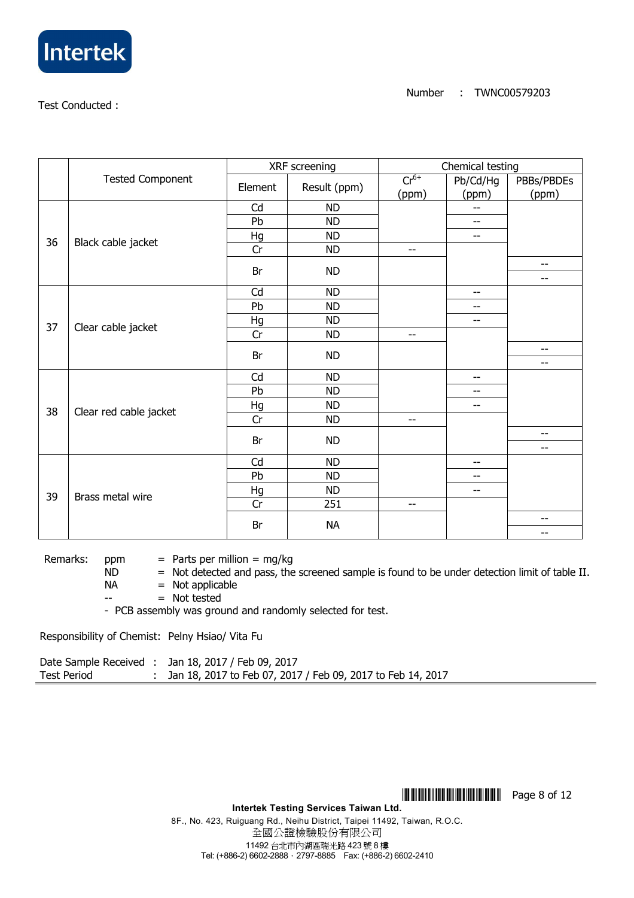Test Conducted :

Number : TWNC00579203

| | Tested Component | XRF screening | | Chemical testing | | |
|---|---|---|---|---|---|---|
| | | Element | Result (ppm) | $Cr^{6+}$ (ppm) | Pb/Cd/Hg (ppm) | PBBs/PBDEs (ppm) |
| 36 | Black cable jacket | Cd | ND | | -- | |
| | | Pb | ND | | -- | |
| | | Hg | ND | | -- | |
| | | Cr | ND | -- | | |
| | | Br | ND | | | -- |
| | | | | | | -- |
| 37 | Clear cable jacket | Cd | ND | | -- | |
| | | Pb | ND | | -- | |
| | | Hg | ND | | -- | |
| | | Cr | ND | -- | | |
| | | Br | ND | | | -- |
| | | | | | | -- |
| 38 | Clear red cable jacket | Cd | ND | | -- | |
| | | Pb | ND | | -- | |
| | | Hg | ND | | -- | |
| | | Cr | ND | -- | | |
| | | Br | ND | | | -- |
| | | | | | | -- |
| 39 | Brass metal wire | Cd | ND | | -- | |
| | | Pb | ND | | -- | |
| | | Hg | ND | | -- | |
| | | Cr | 251 | -- | | |
| | | Br | NA | | | -- |
| | | | | | | -- |

Remarks:
- ppm = Parts per million = mg/kg
- ND = Not detected and pass, the screened sample is found to be under detection limit of table II.
- NA = Not applicable
- -- = Not tested
- PCB assembly was ground and randomly selected for test.

Responsibility of Chemist: Pelny Hsiao/ Vita Fu

Date Sample Received : Jan 18, 2017 / Feb 09, 2017
Test Period : Jan 18, 2017 to Feb 07, 2017 / Feb 09, 2017 to Feb 14, 2017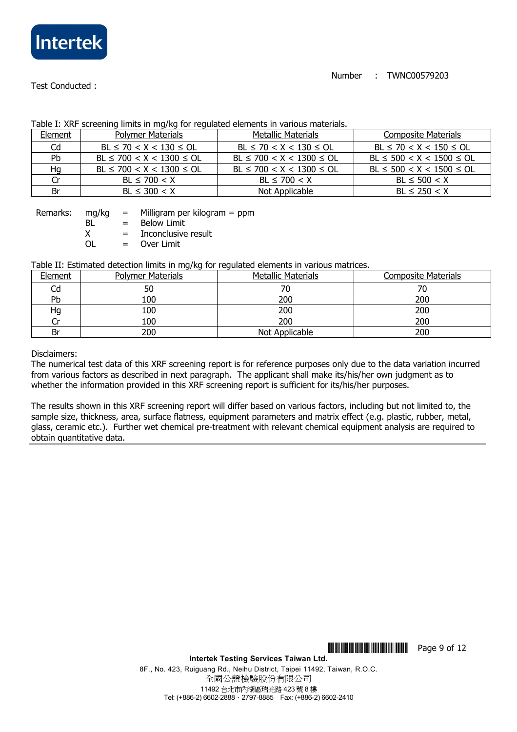Number : TWNC00579203

Test Conducted :

Table I: XRF screening limits in mg/kg for regulated elements in various materials.

| Element | Polymer Materials | Metallic Materials | Composite Materials |
|---|---|---|---|
| Cd | BL ≤ 70 < X < 130 ≤ OL | BL ≤ 70 < X < 130 ≤ OL | BL ≤ 70 < X < 150 ≤ OL |
| Pb | BL ≤ 700 < X < 1300 ≤ OL | BL ≤ 700 < X < 1300 ≤ OL | BL ≤ 500 < X < 1500 ≤ OL |
| Hg | BL ≤ 700 < X < 1300 ≤ OL | BL ≤ 700 < X < 1300 ≤ OL | BL ≤ 500 < X < 1500 ≤ OL |
| Cr | BL ≤ 700 < X | BL ≤ 700 < X | BL ≤ 500 < X |
| Br | BL ≤ 300 < X | Not Applicable | BL ≤ 250 < X |

Remarks:
- mg/kg = Milligram per kilogram = ppm
- BL = Below Limit
- X = Inconclusive result
- OL = Over Limit

Table II: Estimated detection limits in mg/kg for regulated elements in various matrices.

| Element | Polymer Materials | Metallic Materials | Composite Materials |
|---|---|---|---|
| Cd | 50 | 70 | 70 |
| Pb | 100 | 200 | 200 |
| Hg | 100 | 200 | 200 |
| Cr | 100 | 200 | 200 |
| Br | 200 | Not Applicable | 200 |

Disclaimers:

The numerical test data of this XRF screening report is for reference purposes only due to the data variation incurred from various factors as described in next paragraph. The applicant shall make its/his/her own judgment as to whether the information provided in this XRF screening report is sufficient for its/his/her purposes.

The results shown in this XRF screening report will differ based on various factors, including but not limited to, the sample size, thickness, area, surface flatness, equipment parameters and matrix effect (e.g. plastic, rubber, metal, glass, ceramic etc.). Further wet chemical pre-treatment with relevant chemical equipment analysis are required to obtain quantitative data.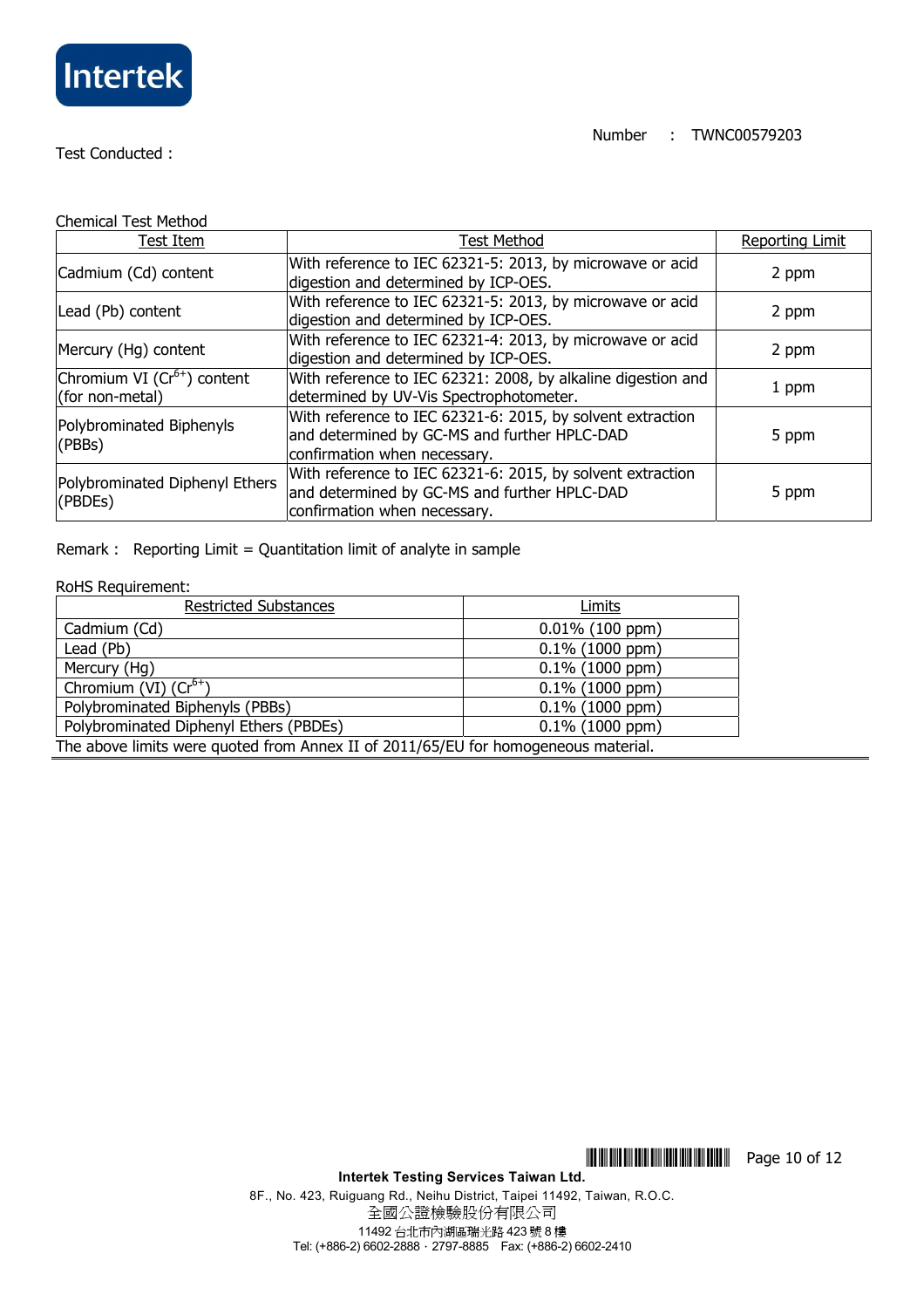Intertek

Number : TWNC00579203

Test Conducted :

Chemical Test Method

| Test Item | Test Method | Reporting Limit |
|---|---|---|
| Cadmium (Cd) content | With reference to IEC 62321-5: 2013, by microwave or acid digestion and determined by ICP-OES. | 2 ppm |
| Lead (Pb) content | With reference to IEC 62321-5: 2013, by microwave or acid digestion and determined by ICP-OES. | 2 ppm |
| Mercury (Hg) content | With reference to IEC 62321-4: 2013, by microwave or acid digestion and determined by ICP-OES. | 2 ppm |
| Chromium VI ($Cr^{6+}$) content (for non-metal) | With reference to IEC 62321: 2008, by alkaline digestion and determined by UV-Vis Spectrophotometer. | 1 ppm |
| Polybrominated Biphenyls (PBBs) | With reference to IEC 62321-6: 2015, by solvent extraction and determined by GC-MS and further HPLC-DAD confirmation when necessary. | 5 ppm |
| Polybrominated Diphenyl Ethers (PBDEs) | With reference to IEC 62321-6: 2015, by solvent extraction and determined by GC-MS and further HPLC-DAD confirmation when necessary. | 5 ppm |

Remark : Reporting Limit = Quantitation limit of analyte in sample

RoHS Requirement:

| Restricted Substances | Limits |
|---|---|
| Cadmium (Cd) | 0.01% (100 ppm) |
| Lead (Pb) | 0.1% (1000 ppm) |
| Mercury (Hg) | 0.1% (1000 ppm) |
| Chromium (VI) ($Cr^{6+}$) | 0.1% (1000 ppm) |
| Polybrominated Biphenyls (PBBs) | 0.1% (1000 ppm) |
| Polybrominated Diphenyl Ethers (PBDEs) | 0.1% (1000 ppm) |

The above limits were quoted from Annex II of 2011/65/EU for homogeneous material.

**Intertek Testing Services Taiwan Ltd.**

8F., No. 423, Ruiguang Rd., Neihu District, Taipei 11492, Taiwan, R.O.C.

全國公證檢驗股份有限公司

11492 台北市內湖區瑞光路 423 號 8 樓

Tel: (+886-2) 6602-2888 · 2797-8885 Fax: (+886-2) 6602-2410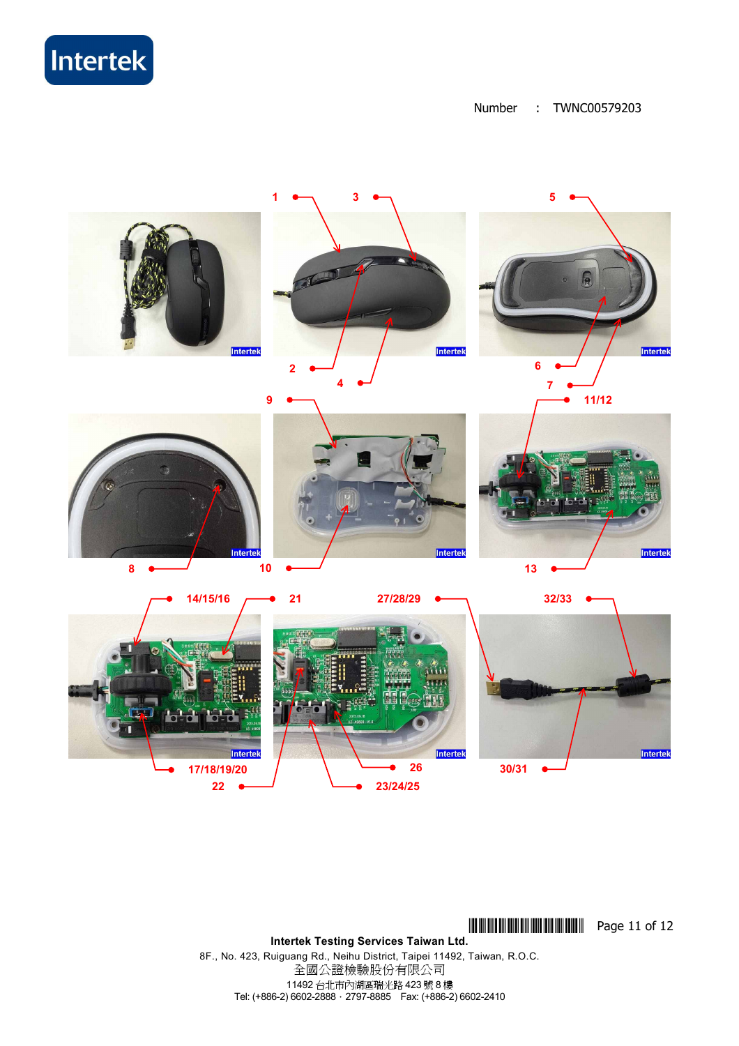Number : TWNC00579203

1 3 5

2 4 6 7

9 11/12

8 10 13

14/15/16 21 27/28/29 32/33

17/18/19/20 22 26 23/24/25 30/31

**Intertek Testing Services Taiwan Ltd.**

8F., No. 423, Ruiguang Rd., Neihu District, Taipei 11492, Taiwan, R.O.C.

全國公證檢驗股份有限公司

11492 台北市內湖區瑞光路 423 號 8 樓

Tel: (+886-2) 6602-2888 · 2797-8885 Fax: (+886-2) 6602-2410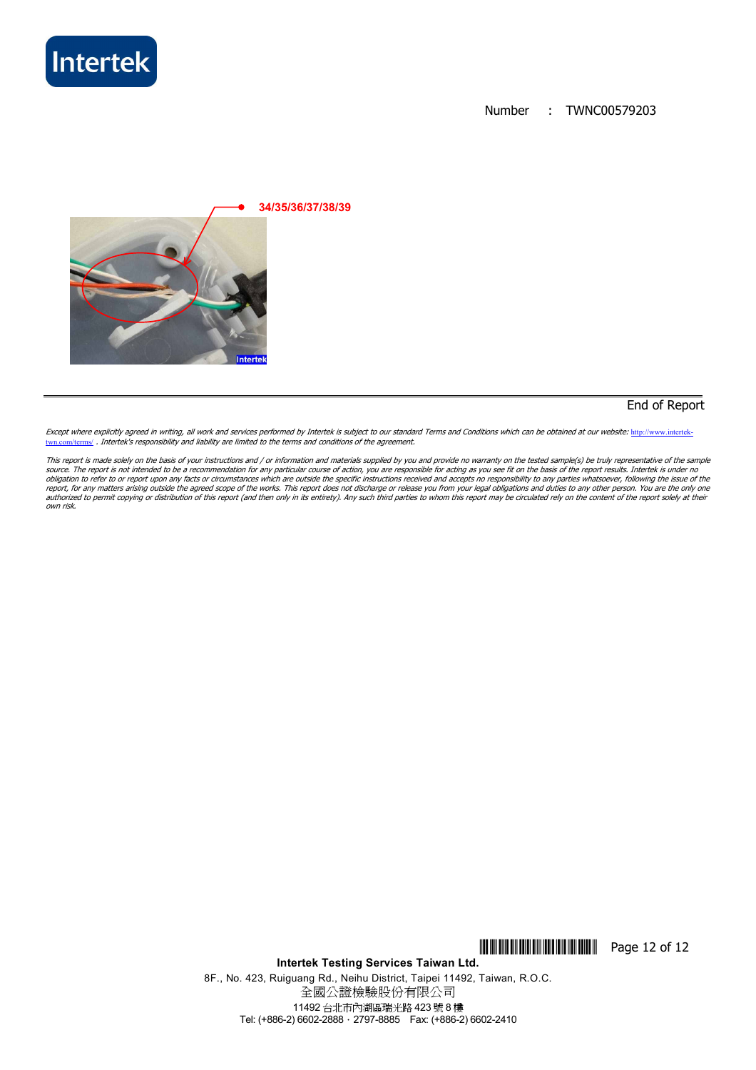Number : TWNC00579203

34/35/36/37/38/39

End of Report

*Except where explicitly agreed in writing, all work and services performed by Intertek is subject to our standard Terms and Conditions which can be obtained at our website: http://www.intertek-twn.com/terms/ . Intertek's responsibility and liability are limited to the terms and conditions of the agreement.*

*This report is made solely on the basis of your instructions and / or information and materials supplied by you and provide no warranty on the tested sample(s) be truly representative of the sample source. The report is not intended to be a recommendation for any particular course of action, you are responsible for acting as you see fit on the basis of the report results. Intertek is under no obligation to refer to or report upon any facts or circumstances which are outside the specific instructions received and accepts no responsibility to any parties whatsoever, following the issue of the report, for any matters arising outside the agreed scope of the works. This report does not discharge or release you from your legal obligations and duties to any other person. You are the only one authorized to permit copying or distribution of this report (and then only in its entirety). Any such third parties to whom this report may be circulated rely on the content of the report solely at their own risk.*

**Intertek Testing Services Taiwan Ltd.**

8F., No. 423, Ruiguang Rd., Neihu District, Taipei 11492, Taiwan, R.O.C.

全國公證檢驗股份有限公司

11492 台北市內湖區瑞光路 423 號 8 樓

Tel: (+886-2) 6602-2888 · 2797-8885 Fax: (+886-2) 6602-2410